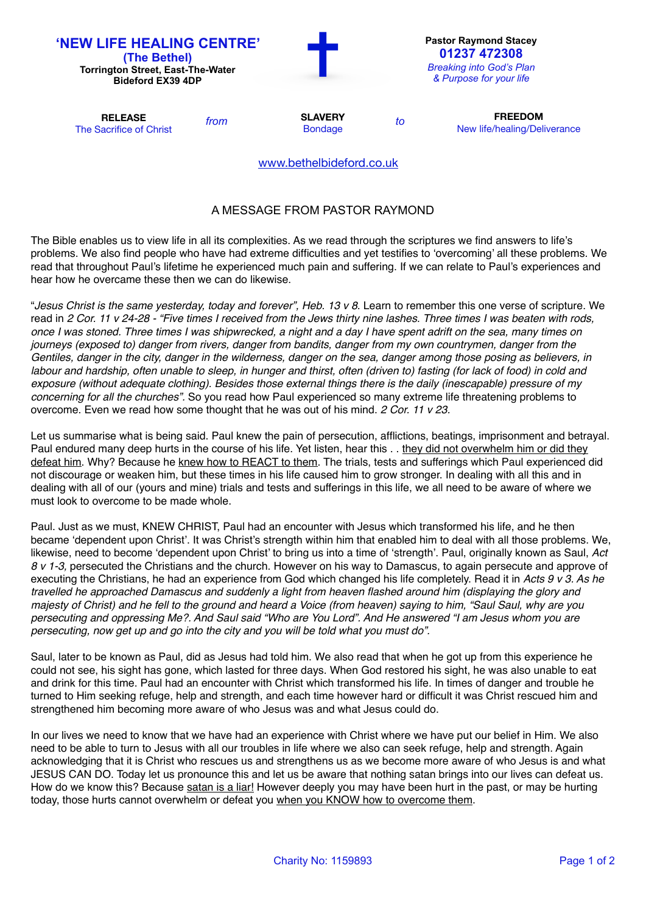**'NEW LIFE HEALING CENTRE'**
**(The Bethel)**
**Torrington Street, East-The-Water**
**Bideford EX39 4DP**

**Pastor Raymond Stacey**
**01237 472308**
*Breaking into God's Plan & Purpose for your life*

| **RELEASE** | *from* | **SLAVERY** | *to* | **FREEDOM** |
|---|---|---|---|---|
| The Sacrifice of Christ | | Bondage | | New life/healing/Deliverance |

www.bethelbideford.co.uk

## A MESSAGE FROM PASTOR RAYMOND

The Bible enables us to view life in all its complexities. As we read through the scriptures we find answers to life's problems. We also find people who have had extreme difficulties and yet testifies to 'overcoming' all these problems. We read that throughout Paul's lifetime he experienced much pain and suffering. If we can relate to Paul's experiences and hear how he overcame these then we can do likewise.

"*Jesus Christ is the same yesterday, today and forever", Heb. 13 v 8*. Learn to remember this one verse of scripture. We read in *2 Cor. 11 v 24-28 - "Five times I received from the Jews thirty nine lashes. Three times I was beaten with rods, once I was stoned. Three times I was shipwrecked, a night and a day I have spent adrift on the sea, many times on journeys (exposed to) danger from rivers, danger from bandits, danger from my own countrymen, danger from the Gentiles, danger in the city, danger in the wilderness, danger on the sea, danger among those posing as believers, in labour and hardship, often unable to sleep, in hunger and thirst, often (driven to) fasting (for lack of food) in cold and exposure (without adequate clothing). Besides those external things there is the daily (inescapable) pressure of my concerning for all the churches"*. So you read how Paul experienced so many extreme life threatening problems to overcome. Even we read how some thought that he was out of his mind. *2 Cor. 11 v 23*.

Let us summarise what is being said. Paul knew the pain of persecution, afflictions, beatings, imprisonment and betrayal. Paul endured many deep hurts in the course of his life. Yet listen, hear this . . <u>they did not overwhelm him or did they defeat him</u>. Why? Because he <u>knew how to REACT to them</u>. The trials, tests and sufferings which Paul experienced did not discourage or weaken him, but these times in his life caused him to grow stronger. In dealing with all this and in dealing with all of our (yours and mine) trials and tests and sufferings in this life, we all need to be aware of where we must look to overcome to be made whole.

Paul. Just as we must, KNEW CHRIST, Paul had an encounter with Jesus which transformed his life, and he then became 'dependent upon Christ'. It was Christ's strength within him that enabled him to deal with all those problems. We, likewise, need to become 'dependent upon Christ' to bring us into a time of 'strength'. Paul, originally known as Saul, *Act 8 v 1-3,* persecuted the Christians and the church. However on his way to Damascus, to again persecute and approve of executing the Christians, he had an experience from God which changed his life completely. Read it in *Acts 9 v 3. As he travelled he approached Damascus and suddenly a light from heaven flashed around him (displaying the glory and majesty of Christ) and he fell to the ground and heard a Voice (from heaven) saying to him, "Saul Saul, why are you persecuting and oppressing Me?. And Saul said "Who are You Lord". And He answered "I am Jesus whom you are persecuting, now get up and go into the city and you will be told what you must do".*

Saul, later to be known as Paul, did as Jesus had told him. We also read that when he got up from this experience he could not see, his sight has gone, which lasted for three days. When God restored his sight, he was also unable to eat and drink for this time. Paul had an encounter with Christ which transformed his life. In times of danger and trouble he turned to Him seeking refuge, help and strength, and each time however hard or difficult it was Christ rescued him and strengthened him becoming more aware of who Jesus was and what Jesus could do.

In our lives we need to know that we have had an experience with Christ where we have put our belief in Him. We also need to be able to turn to Jesus with all our troubles in life where we also can seek refuge, help and strength. Again acknowledging that it is Christ who rescues us and strengthens us as we become more aware of who Jesus is and what JESUS CAN DO. Today let us pronounce this and let us be aware that nothing satan brings into our lives can defeat us. How do we know this? Because <u>satan is a liar!</u> However deeply you may have been hurt in the past, or may be hurting today, those hurts cannot overwhelm or defeat you <u>when you KNOW how to overcome them</u>.

Charity No: 1159893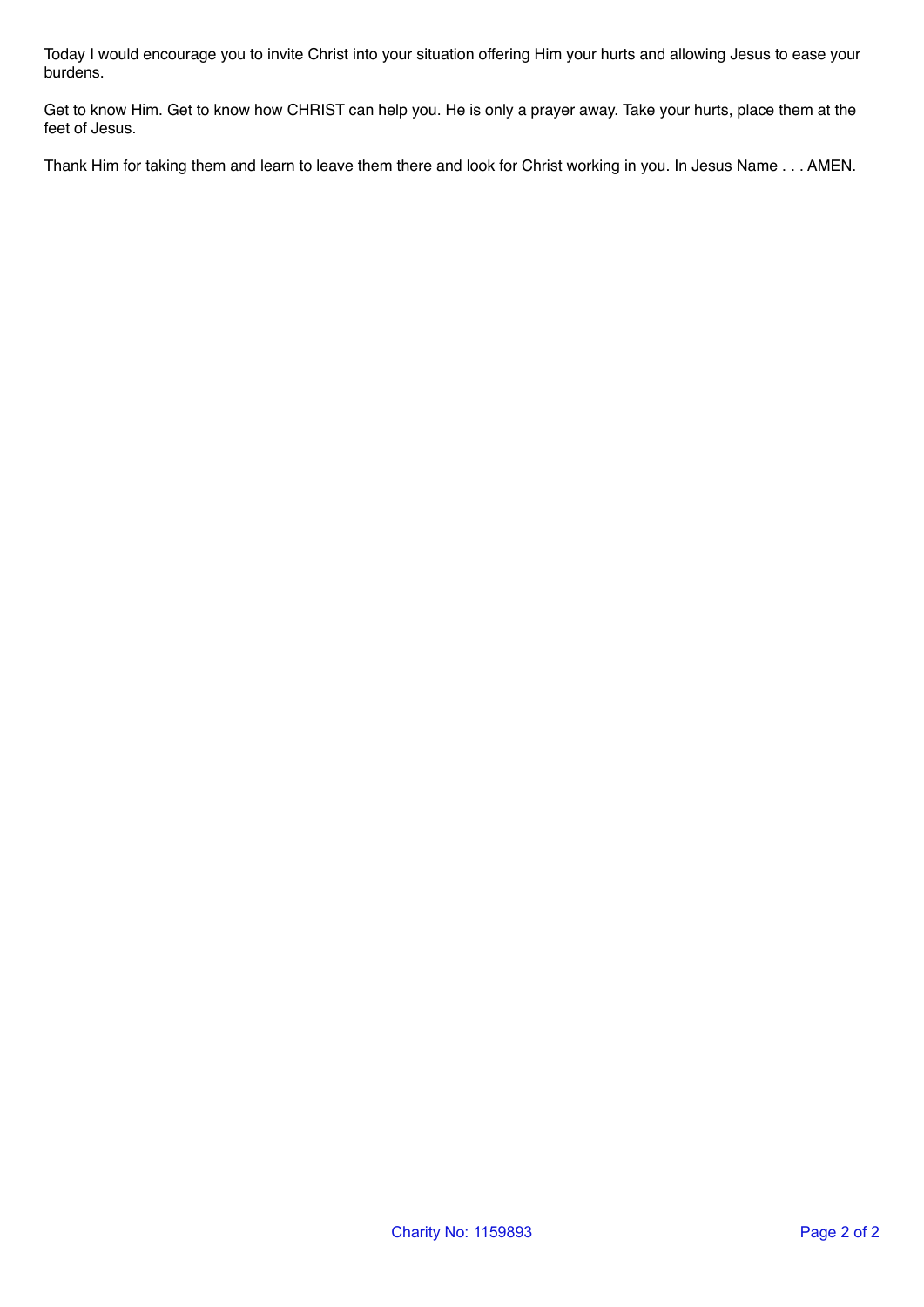Today I would encourage you to invite Christ into your situation offering Him your hurts and allowing Jesus to ease your burdens.

Get to know Him. Get to know how CHRIST can help you. He is only a prayer away. Take your hurts, place them at the feet of Jesus.

Thank Him for taking them and learn to leave them there and look for Christ working in you. In Jesus Name . . . AMEN.

Charity No: 1159893